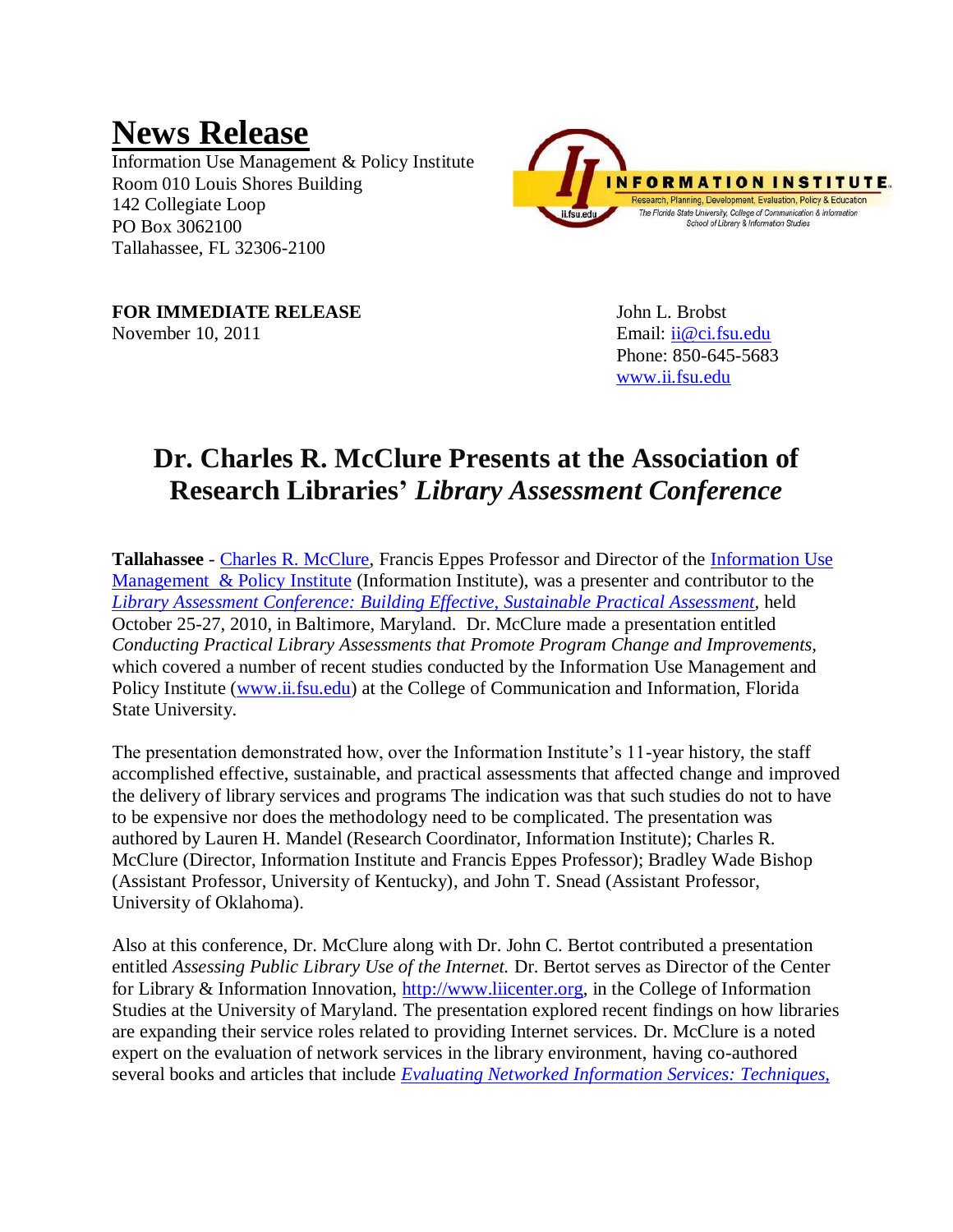# News Release

Information Use Management & Policy Institute
Room 010 Louis Shores Building
142 Collegiate Loop
PO Box 3062100
Tallahassee, FL 32306-2100

**FOR IMMEDIATE RELEASE**
November 10, 2011

John L. Brobst
Email: ii@ci.fsu.edu
Phone: 850-645-5683
www.ii.fsu.edu

## Dr. Charles R. McClure Presents at the Association of Research Libraries' *Library Assessment Conference*

**Tallahassee** - Charles R. McClure, Francis Eppes Professor and Director of the Information Use Management & Policy Institute (Information Institute), was a presenter and contributor to the *Library Assessment Conference: Building Effective, Sustainable Practical Assessment*, held October 25-27, 2010, in Baltimore, Maryland. Dr. McClure made a presentation entitled *Conducting Practical Library Assessments that Promote Program Change and Improvements*, which covered a number of recent studies conducted by the Information Use Management and Policy Institute (www.ii.fsu.edu) at the College of Communication and Information, Florida State University.

The presentation demonstrated how, over the Information Institute's 11-year history, the staff accomplished effective, sustainable, and practical assessments that affected change and improved the delivery of library services and programs The indication was that such studies do not to have to be expensive nor does the methodology need to be complicated. The presentation was authored by Lauren H. Mandel (Research Coordinator, Information Institute); Charles R. McClure (Director, Information Institute and Francis Eppes Professor); Bradley Wade Bishop (Assistant Professor, University of Kentucky), and John T. Snead (Assistant Professor, University of Oklahoma).

Also at this conference, Dr. McClure along with Dr. John C. Bertot contributed a presentation entitled *Assessing Public Library Use of the Internet.* Dr. Bertot serves as Director of the Center for Library & Information Innovation, http://www.liicenter.org, in the College of Information Studies at the University of Maryland. The presentation explored recent findings on how libraries are expanding their service roles related to providing Internet services. Dr. McClure is a noted expert on the evaluation of network services in the library environment, having co-authored several books and articles that include *Evaluating Networked Information Services: Techniques,*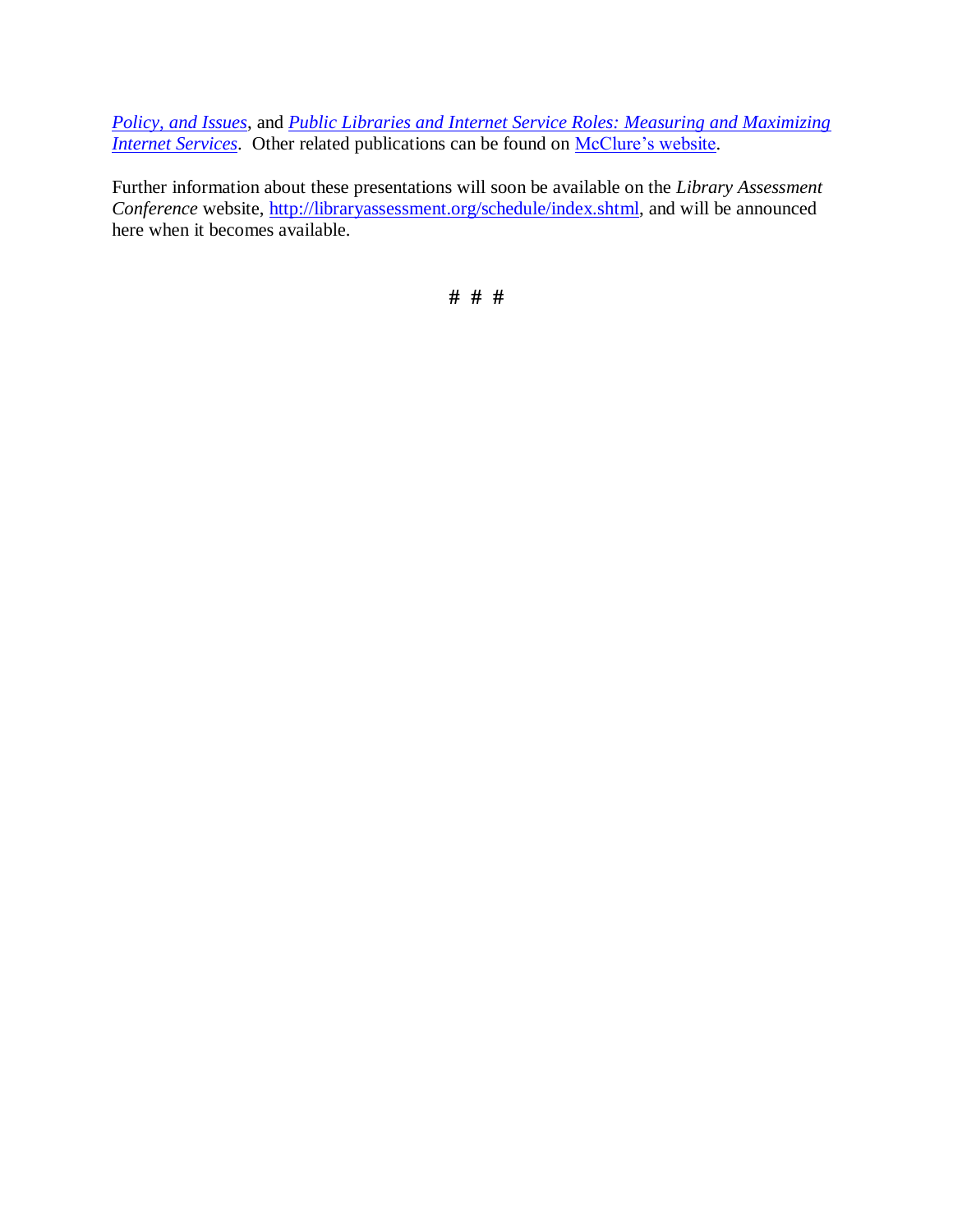*Policy, and Issues*, and *Public Libraries and Internet Service Roles: Measuring and Maximizing Internet Services*. Other related publications can be found on McClure's website.

Further information about these presentations will soon be available on the *Library Assessment Conference* website, http://libraryassessment.org/schedule/index.shtml, and will be announced here when it becomes available.

# # #